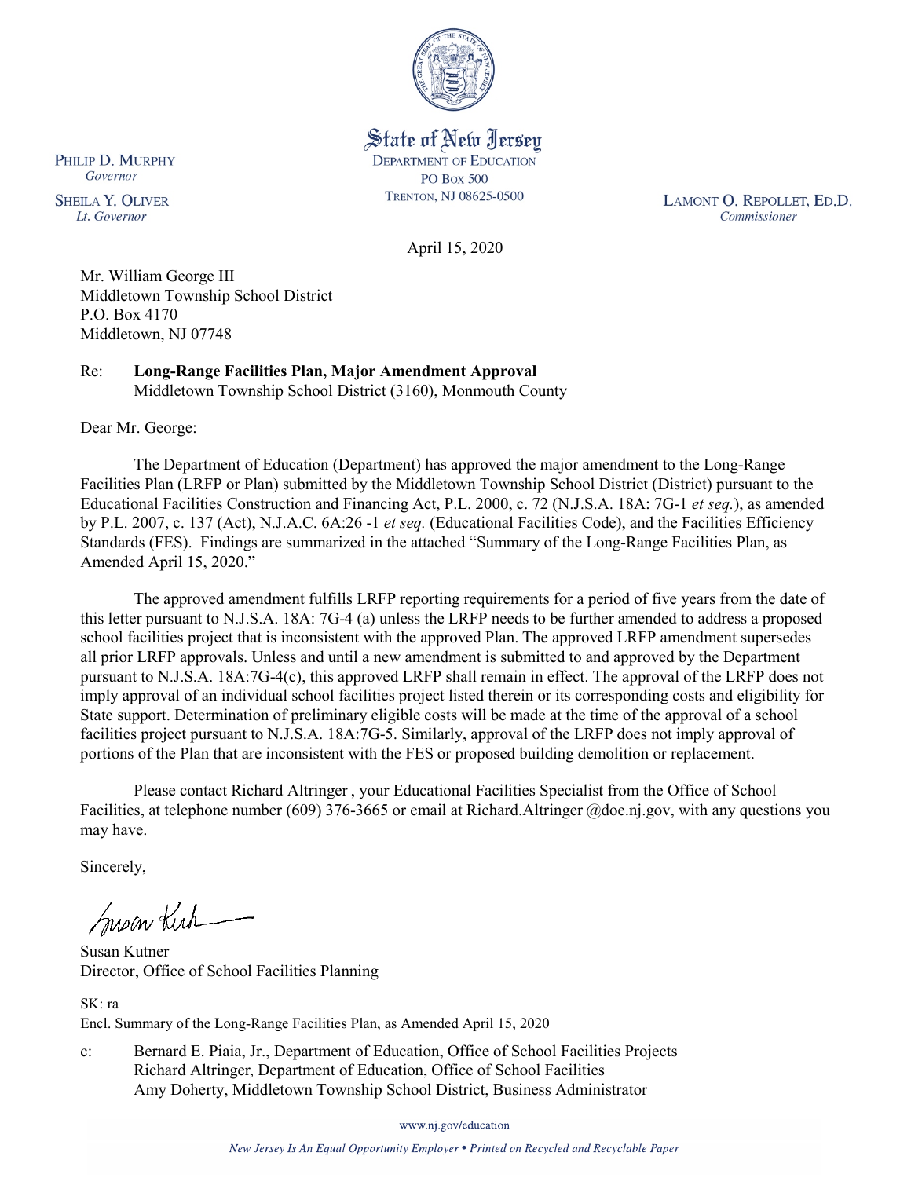State of New Jersey
DEPARTMENT OF EDUCATION
PO Box 500
TRENTON, NJ 08625-0500

PHILIP D. MURPHY
*Governor*

SHEILA Y. OLIVER
*Lt. Governor*

LAMONT O. REPOLLET, ED.D.
*Commissioner*

April 15, 2020

Mr. William George III
Middletown Township School District
P.O. Box 4170
Middletown, NJ 07748

Re: **Long-Range Facilities Plan, Major Amendment Approval**
Middletown Township School District (3160), Monmouth County

Dear Mr. George:

The Department of Education (Department) has approved the major amendment to the Long-Range Facilities Plan (LRFP or Plan) submitted by the Middletown Township School District (District) pursuant to the Educational Facilities Construction and Financing Act, P.L. 2000, c. 72 (N.J.S.A. 18A: 7G-1 *et seq.*), as amended by P.L. 2007, c. 137 (Act), N.J.A.C. 6A:26 -1 *et seq.* (Educational Facilities Code), and the Facilities Efficiency Standards (FES). Findings are summarized in the attached "Summary of the Long-Range Facilities Plan, as Amended April 15, 2020."

The approved amendment fulfills LRFP reporting requirements for a period of five years from the date of this letter pursuant to N.J.S.A. 18A: 7G-4 (a) unless the LRFP needs to be further amended to address a proposed school facilities project that is inconsistent with the approved Plan. The approved LRFP amendment supersedes all prior LRFP approvals. Unless and until a new amendment is submitted to and approved by the Department pursuant to N.J.S.A. 18A:7G-4(c), this approved LRFP shall remain in effect. The approval of the LRFP does not imply approval of an individual school facilities project listed therein or its corresponding costs and eligibility for State support. Determination of preliminary eligible costs will be made at the time of the approval of a school facilities project pursuant to N.J.S.A. 18A:7G-5. Similarly, approval of the LRFP does not imply approval of portions of the Plan that are inconsistent with the FES or proposed building demolition or replacement.

Please contact Richard Altringer , your Educational Facilities Specialist from the Office of School Facilities, at telephone number (609) 376-3665 or email at Richard.Altringer @doe.nj.gov, with any questions you may have.

Sincerely,

Susan Kutner
Director, Office of School Facilities Planning

SK: ra
Encl. Summary of the Long-Range Facilities Plan, as Amended April 15, 2020

c: Bernard E. Piaia, Jr., Department of Education, Office of School Facilities Projects
Richard Altringer, Department of Education, Office of School Facilities
Amy Doherty, Middletown Township School District, Business Administrator

www.nj.gov/education

*New Jersey Is An Equal Opportunity Employer • Printed on Recycled and Recyclable Paper*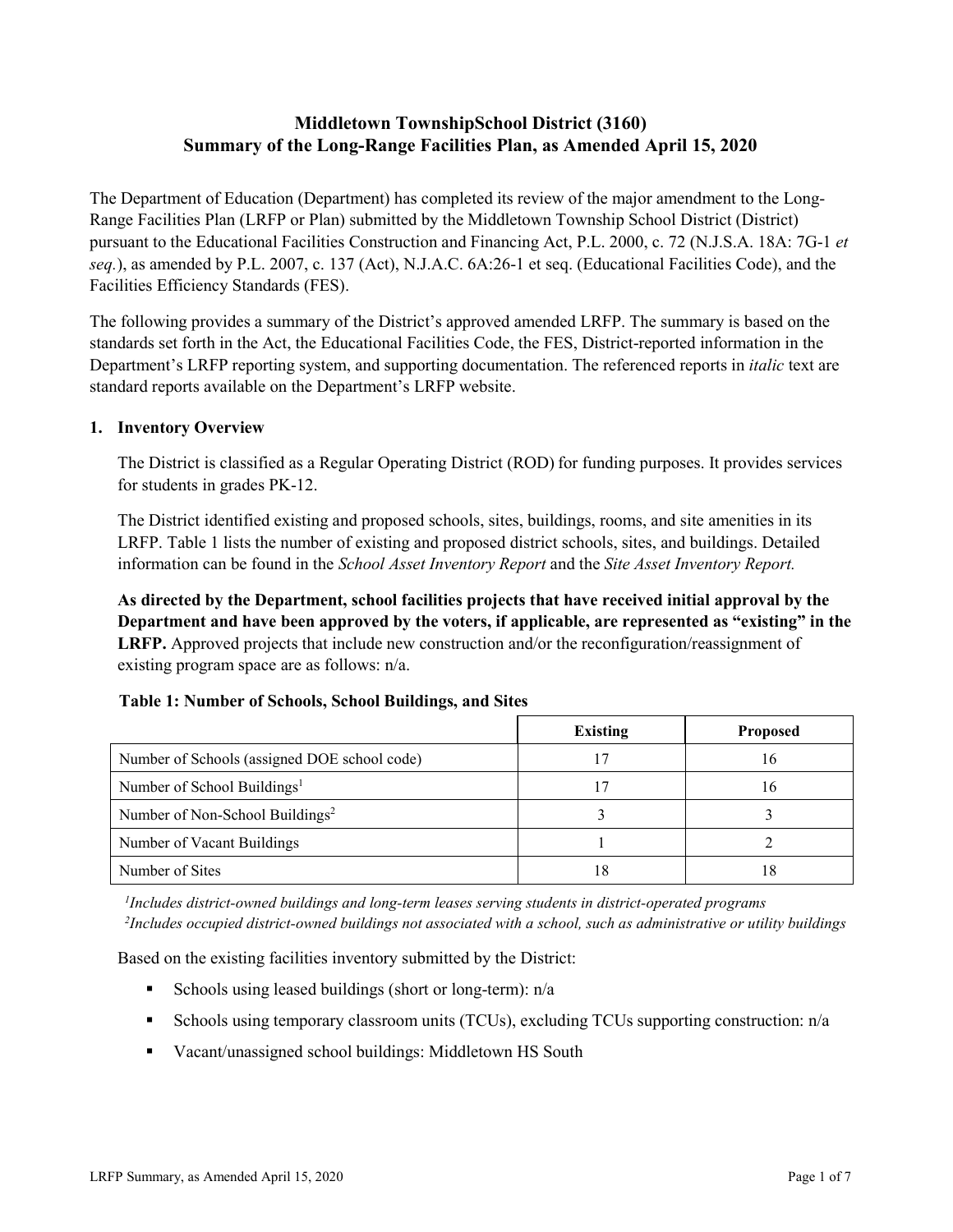# Middletown TownshipSchool District (3160)
# Summary of the Long-Range Facilities Plan, as Amended April 15, 2020

The Department of Education (Department) has completed its review of the major amendment to the Long-Range Facilities Plan (LRFP or Plan) submitted by the Middletown Township School District (District) pursuant to the Educational Facilities Construction and Financing Act, P.L. 2000, c. 72 (N.J.S.A. 18A: 7G-1 *et seq.*), as amended by P.L. 2007, c. 137 (Act), N.J.A.C. 6A:26-1 et seq. (Educational Facilities Code), and the Facilities Efficiency Standards (FES).

The following provides a summary of the District's approved amended LRFP. The summary is based on the standards set forth in the Act, the Educational Facilities Code, the FES, District-reported information in the Department's LRFP reporting system, and supporting documentation. The referenced reports in *italic* text are standard reports available on the Department's LRFP website.

## 1. Inventory Overview

The District is classified as a Regular Operating District (ROD) for funding purposes. It provides services for students in grades PK-12.

The District identified existing and proposed schools, sites, buildings, rooms, and site amenities in its LRFP. Table 1 lists the number of existing and proposed district schools, sites, and buildings. Detailed information can be found in the *School Asset Inventory Report* and the *Site Asset Inventory Report.*

**As directed by the Department, school facilities projects that have received initial approval by the Department and have been approved by the voters, if applicable, are represented as "existing" in the LRFP.** Approved projects that include new construction and/or the reconfiguration/reassignment of existing program space are as follows: n/a.

**Table 1: Number of Schools, School Buildings, and Sites**

| | Existing | Proposed |
|---|---|---|
| Number of Schools (assigned DOE school code) | 17 | 16 |
| Number of School Buildings[1] | 17 | 16 |
| Number of Non-School Buildings[2] | 3 | 3 |
| Number of Vacant Buildings | 1 | 2 |
| Number of Sites | 18 | 18 |

*[1]Includes district-owned buildings and long-term leases serving students in district-operated programs*
*[2]Includes occupied district-owned buildings not associated with a school, such as administrative or utility buildings*

Based on the existing facilities inventory submitted by the District:

- Schools using leased buildings (short or long-term): n/a
- Schools using temporary classroom units (TCUs), excluding TCUs supporting construction: n/a
- Vacant/unassigned school buildings: Middletown HS South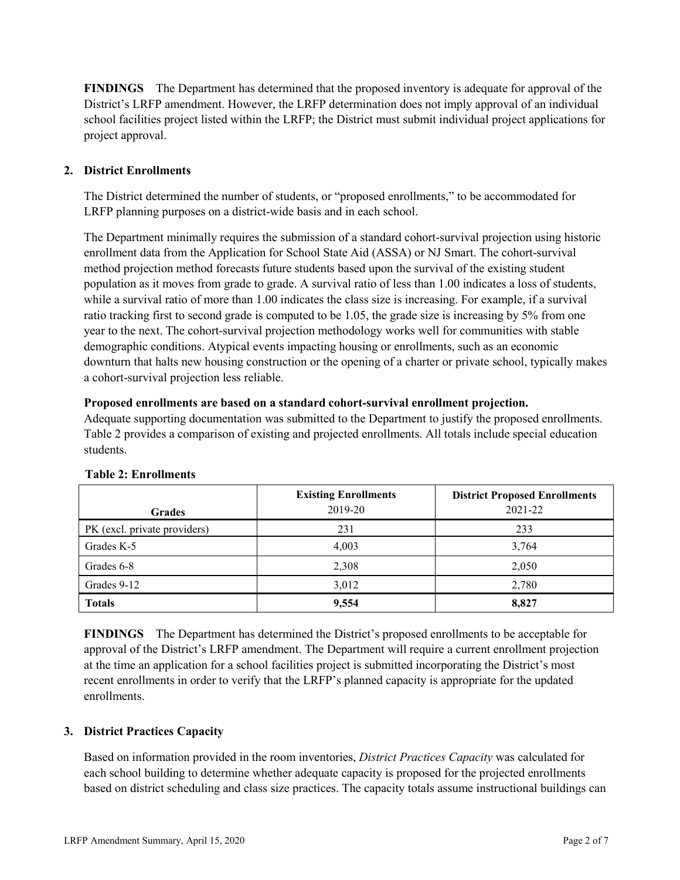**FINDINGS** The Department has determined that the proposed inventory is adequate for approval of the District's LRFP amendment. However, the LRFP determination does not imply approval of an individual school facilities project listed within the LRFP; the District must submit individual project applications for project approval.

## 2. District Enrollments

The District determined the number of students, or "proposed enrollments," to be accommodated for LRFP planning purposes on a district-wide basis and in each school.

The Department minimally requires the submission of a standard cohort-survival projection using historic enrollment data from the Application for School State Aid (ASSA) or NJ Smart. The cohort-survival method projection method forecasts future students based upon the survival of the existing student population as it moves from grade to grade. A survival ratio of less than 1.00 indicates a loss of students, while a survival ratio of more than 1.00 indicates the class size is increasing. For example, if a survival ratio tracking first to second grade is computed to be 1.05, the grade size is increasing by 5% from one year to the next. The cohort-survival projection methodology works well for communities with stable demographic conditions. Atypical events impacting housing or enrollments, such as an economic downturn that halts new housing construction or the opening of a charter or private school, typically makes a cohort-survival projection less reliable.

**Proposed enrollments are based on a standard cohort-survival enrollment projection.**

Adequate supporting documentation was submitted to the Department to justify the proposed enrollments. Table 2 provides a comparison of existing and projected enrollments. All totals include special education students.

**Table 2: Enrollments**

| Grades | Existing Enrollments 2019-20 | District Proposed Enrollments 2021-22 |
|---|---|---|
| PK (excl. private providers) | 231 | 233 |
| Grades K-5 | 4,003 | 3,764 |
| Grades 6-8 | 2,308 | 2,050 |
| Grades 9-12 | 3,012 | 2,780 |
| **Totals** | **9,554** | **8,827** |

**FINDINGS** The Department has determined the District's proposed enrollments to be acceptable for approval of the District's LRFP amendment. The Department will require a current enrollment projection at the time an application for a school facilities project is submitted incorporating the District's most recent enrollments in order to verify that the LRFP's planned capacity is appropriate for the updated enrollments.

## 3. District Practices Capacity

Based on information provided in the room inventories, *District Practices Capacity* was calculated for each school building to determine whether adequate capacity is proposed for the projected enrollments based on district scheduling and class size practices. The capacity totals assume instructional buildings can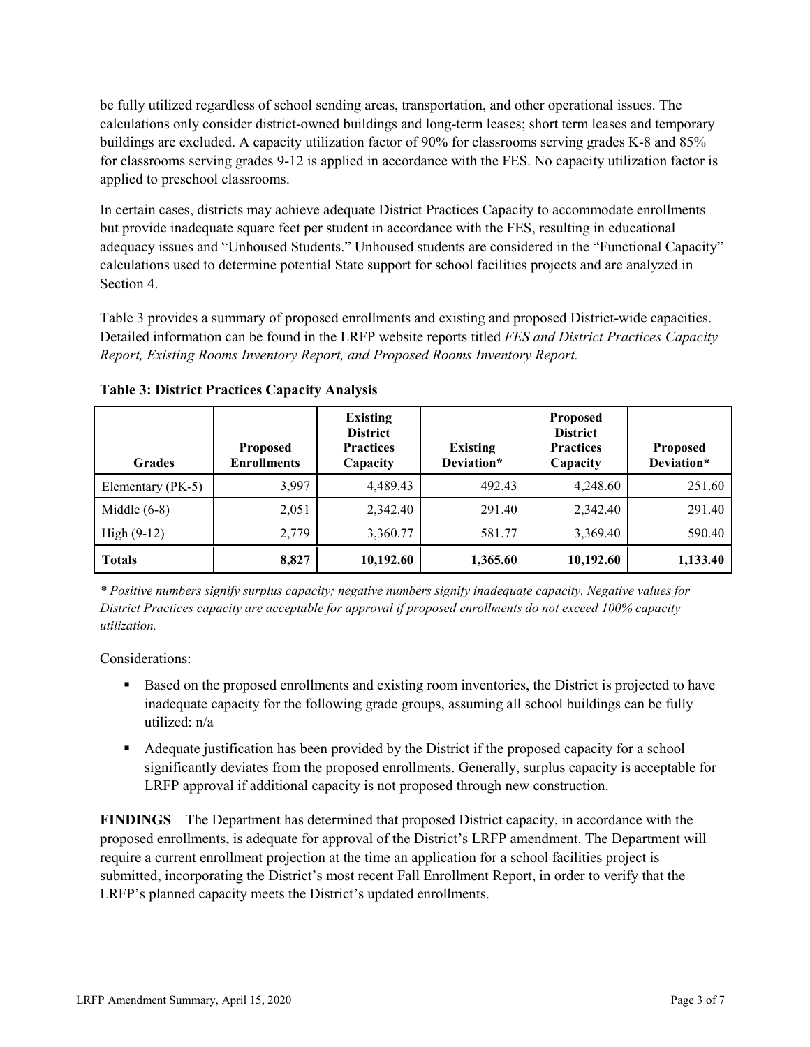be fully utilized regardless of school sending areas, transportation, and other operational issues. The calculations only consider district-owned buildings and long-term leases; short term leases and temporary buildings are excluded. A capacity utilization factor of 90% for classrooms serving grades K-8 and 85% for classrooms serving grades 9-12 is applied in accordance with the FES. No capacity utilization factor is applied to preschool classrooms.

In certain cases, districts may achieve adequate District Practices Capacity to accommodate enrollments but provide inadequate square feet per student in accordance with the FES, resulting in educational adequacy issues and "Unhoused Students." Unhoused students are considered in the "Functional Capacity" calculations used to determine potential State support for school facilities projects and are analyzed in Section 4.

Table 3 provides a summary of proposed enrollments and existing and proposed District-wide capacities. Detailed information can be found in the LRFP website reports titled *FES and District Practices Capacity Report, Existing Rooms Inventory Report, and Proposed Rooms Inventory Report.*

**Table 3: District Practices Capacity Analysis**

| Grades | Proposed Enrollments | Existing District Practices Capacity | Existing Deviation* | Proposed District Practices Capacity | Proposed Deviation* |
|---|---|---|---|---|---|
| Elementary (PK-5) | 3,997 | 4,489.43 | 492.43 | 4,248.60 | 251.60 |
| Middle (6-8) | 2,051 | 2,342.40 | 291.40 | 2,342.40 | 291.40 |
| High (9-12) | 2,779 | 3,360.77 | 581.77 | 3,369.40 | 590.40 |
| **Totals** | **8,827** | **10,192.60** | **1,365.60** | **10,192.60** | **1,133.40** |

*\* Positive numbers signify surplus capacity; negative numbers signify inadequate capacity. Negative values for District Practices capacity are acceptable for approval if proposed enrollments do not exceed 100% capacity utilization.*

Considerations:

- Based on the proposed enrollments and existing room inventories, the District is projected to have inadequate capacity for the following grade groups, assuming all school buildings can be fully utilized: n/a
- Adequate justification has been provided by the District if the proposed capacity for a school significantly deviates from the proposed enrollments. Generally, surplus capacity is acceptable for LRFP approval if additional capacity is not proposed through new construction.

**FINDINGS** The Department has determined that proposed District capacity, in accordance with the proposed enrollments, is adequate for approval of the District's LRFP amendment. The Department will require a current enrollment projection at the time an application for a school facilities project is submitted, incorporating the District's most recent Fall Enrollment Report, in order to verify that the LRFP's planned capacity meets the District's updated enrollments.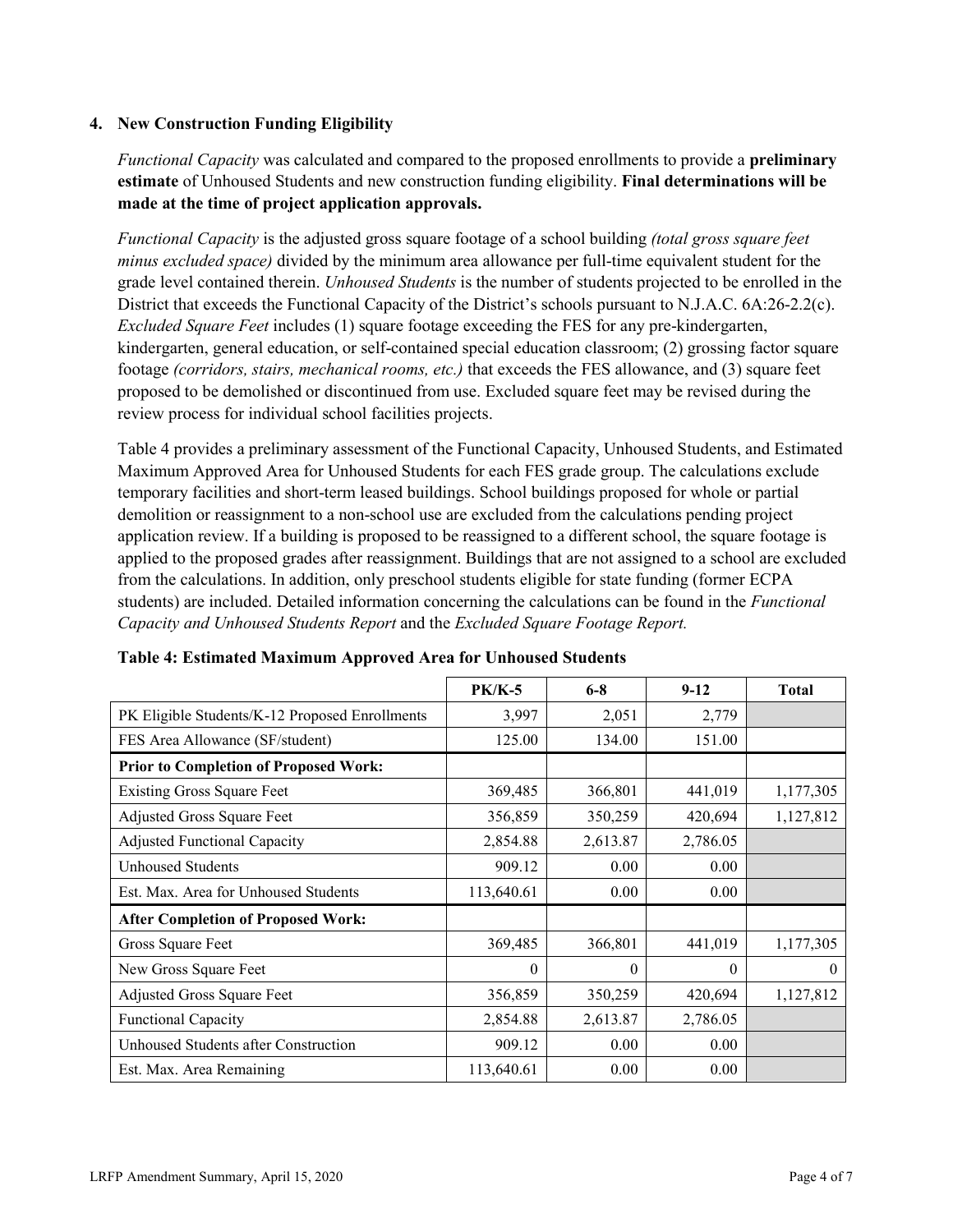### 4. New Construction Funding Eligibility

*Functional Capacity* was calculated and compared to the proposed enrollments to provide a **preliminary estimate** of Unhoused Students and new construction funding eligibility. **Final determinations will be made at the time of project application approvals.**

*Functional Capacity* is the adjusted gross square footage of a school building *(total gross square feet minus excluded space)* divided by the minimum area allowance per full-time equivalent student for the grade level contained therein. *Unhoused Students* is the number of students projected to be enrolled in the District that exceeds the Functional Capacity of the District's schools pursuant to N.J.A.C. 6A:26-2.2(c). *Excluded Square Feet* includes (1) square footage exceeding the FES for any pre-kindergarten, kindergarten, general education, or self-contained special education classroom; (2) grossing factor square footage *(corridors, stairs, mechanical rooms, etc.)* that exceeds the FES allowance, and (3) square feet proposed to be demolished or discontinued from use. Excluded square feet may be revised during the review process for individual school facilities projects.

Table 4 provides a preliminary assessment of the Functional Capacity, Unhoused Students, and Estimated Maximum Approved Area for Unhoused Students for each FES grade group. The calculations exclude temporary facilities and short-term leased buildings. School buildings proposed for whole or partial demolition or reassignment to a non-school use are excluded from the calculations pending project application review. If a building is proposed to be reassigned to a different school, the square footage is applied to the proposed grades after reassignment. Buildings that are not assigned to a school are excluded from the calculations. In addition, only preschool students eligible for state funding (former ECPA students) are included. Detailed information concerning the calculations can be found in the *Functional Capacity and Unhoused Students Report* and the *Excluded Square Footage Report.*

**Table 4: Estimated Maximum Approved Area for Unhoused Students**

| | PK/K-5 | 6-8 | 9-12 | Total |
|---|---|---|---|---|
| PK Eligible Students/K-12 Proposed Enrollments | 3,997 | 2,051 | 2,779 | |
| FES Area Allowance (SF/student) | 125.00 | 134.00 | 151.00 | |
| **Prior to Completion of Proposed Work:** | | | | |
| Existing Gross Square Feet | 369,485 | 366,801 | 441,019 | 1,177,305 |
| Adjusted Gross Square Feet | 356,859 | 350,259 | 420,694 | 1,127,812 |
| Adjusted Functional Capacity | 2,854.88 | 2,613.87 | 2,786.05 | |
| Unhoused Students | 909.12 | 0.00 | 0.00 | |
| Est. Max. Area for Unhoused Students | 113,640.61 | 0.00 | 0.00 | |
| **After Completion of Proposed Work:** | | | | |
| Gross Square Feet | 369,485 | 366,801 | 441,019 | 1,177,305 |
| New Gross Square Feet | 0 | 0 | 0 | 0 |
| Adjusted Gross Square Feet | 356,859 | 350,259 | 420,694 | 1,127,812 |
| Functional Capacity | 2,854.88 | 2,613.87 | 2,786.05 | |
| Unhoused Students after Construction | 909.12 | 0.00 | 0.00 | |
| Est. Max. Area Remaining | 113,640.61 | 0.00 | 0.00 | |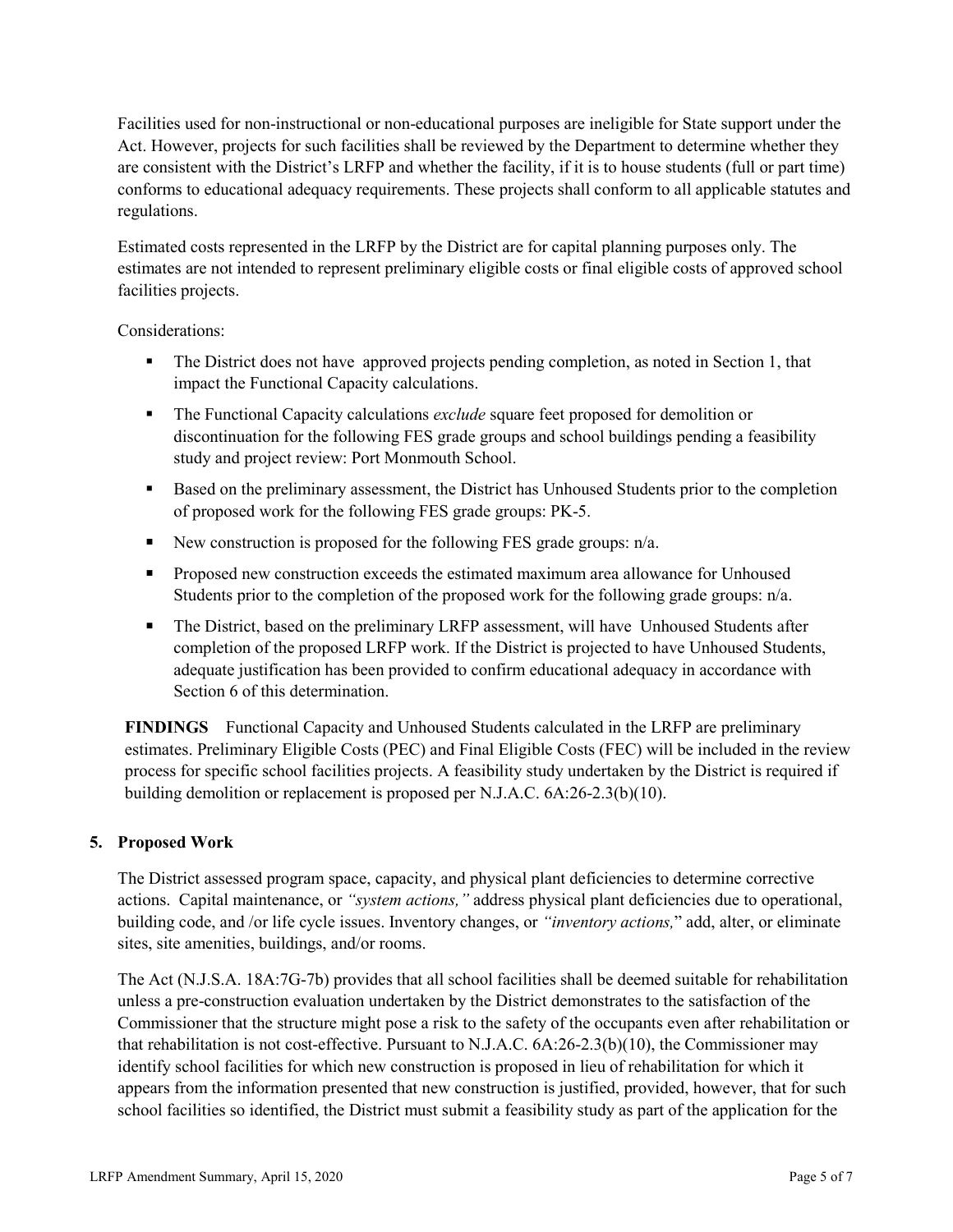Facilities used for non-instructional or non-educational purposes are ineligible for State support under the Act. However, projects for such facilities shall be reviewed by the Department to determine whether they are consistent with the District's LRFP and whether the facility, if it is to house students (full or part time) conforms to educational adequacy requirements. These projects shall conform to all applicable statutes and regulations.

Estimated costs represented in the LRFP by the District are for capital planning purposes only. The estimates are not intended to represent preliminary eligible costs or final eligible costs of approved school facilities projects.

Considerations:

- The District does not have approved projects pending completion, as noted in Section 1, that impact the Functional Capacity calculations.
- The Functional Capacity calculations *exclude* square feet proposed for demolition or discontinuation for the following FES grade groups and school buildings pending a feasibility study and project review: Port Monmouth School.
- Based on the preliminary assessment, the District has Unhoused Students prior to the completion of proposed work for the following FES grade groups: PK-5.
- New construction is proposed for the following FES grade groups: n/a.
- Proposed new construction exceeds the estimated maximum area allowance for Unhoused Students prior to the completion of the proposed work for the following grade groups: n/a.
- The District, based on the preliminary LRFP assessment, will have Unhoused Students after completion of the proposed LRFP work. If the District is projected to have Unhoused Students, adequate justification has been provided to confirm educational adequacy in accordance with Section 6 of this determination.

**FINDINGS** Functional Capacity and Unhoused Students calculated in the LRFP are preliminary estimates. Preliminary Eligible Costs (PEC) and Final Eligible Costs (FEC) will be included in the review process for specific school facilities projects. A feasibility study undertaken by the District is required if building demolition or replacement is proposed per N.J.A.C. 6A:26-2.3(b)(10).

## 5. Proposed Work

The District assessed program space, capacity, and physical plant deficiencies to determine corrective actions. Capital maintenance, or *"system actions,"* address physical plant deficiencies due to operational, building code, and /or life cycle issues. Inventory changes, or *"inventory actions,"* add, alter, or eliminate sites, site amenities, buildings, and/or rooms.

The Act (N.J.S.A. 18A:7G-7b) provides that all school facilities shall be deemed suitable for rehabilitation unless a pre-construction evaluation undertaken by the District demonstrates to the satisfaction of the Commissioner that the structure might pose a risk to the safety of the occupants even after rehabilitation or that rehabilitation is not cost-effective. Pursuant to N.J.A.C. 6A:26-2.3(b)(10), the Commissioner may identify school facilities for which new construction is proposed in lieu of rehabilitation for which it appears from the information presented that new construction is justified, provided, however, that for such school facilities so identified, the District must submit a feasibility study as part of the application for the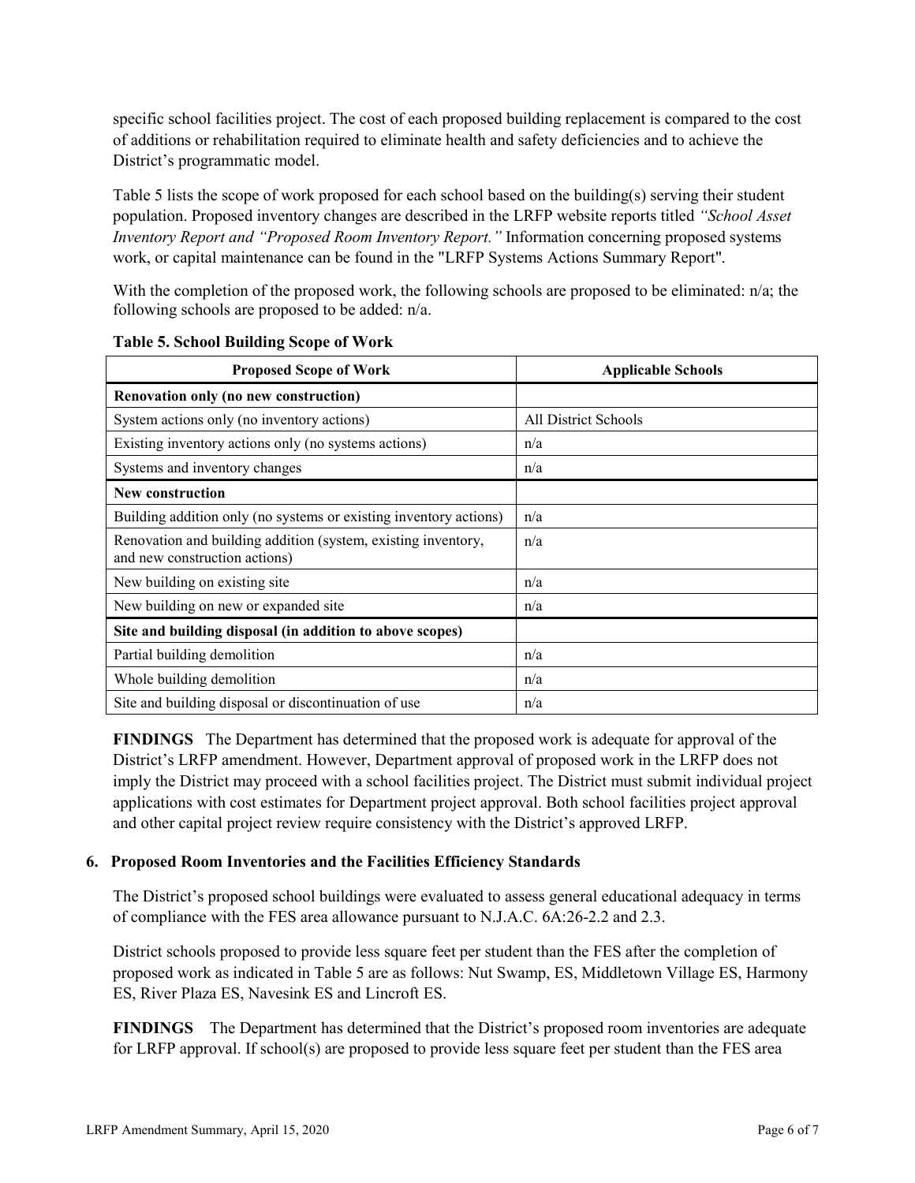specific school facilities project. The cost of each proposed building replacement is compared to the cost of additions or rehabilitation required to eliminate health and safety deficiencies and to achieve the District's programmatic model.

Table 5 lists the scope of work proposed for each school based on the building(s) serving their student population. Proposed inventory changes are described in the LRFP website reports titled *"School Asset Inventory Report and "Proposed Room Inventory Report."* Information concerning proposed systems work, or capital maintenance can be found in the "LRFP Systems Actions Summary Report".

With the completion of the proposed work, the following schools are proposed to be eliminated: n/a; the following schools are proposed to be added: n/a.

**Table 5. School Building Scope of Work**

| Proposed Scope of Work | Applicable Schools |
|---|---|
| **Renovation only (no new construction)** | |
| System actions only (no inventory actions) | All District Schools |
| Existing inventory actions only (no systems actions) | n/a |
| Systems and inventory changes | n/a |
| **New construction** | |
| Building addition only (no systems or existing inventory actions) | n/a |
| Renovation and building addition (system, existing inventory, and new construction actions) | n/a |
| New building on existing site | n/a |
| New building on new or expanded site | n/a |
| **Site and building disposal (in addition to above scopes)** | |
| Partial building demolition | n/a |
| Whole building demolition | n/a |
| Site and building disposal or discontinuation of use | n/a |

**FINDINGS** The Department has determined that the proposed work is adequate for approval of the District's LRFP amendment. However, Department approval of proposed work in the LRFP does not imply the District may proceed with a school facilities project. The District must submit individual project applications with cost estimates for Department project approval. Both school facilities project approval and other capital project review require consistency with the District's approved LRFP.

### 6. Proposed Room Inventories and the Facilities Efficiency Standards

The District's proposed school buildings were evaluated to assess general educational adequacy in terms of compliance with the FES area allowance pursuant to N.J.A.C. 6A:26-2.2 and 2.3.

District schools proposed to provide less square feet per student than the FES after the completion of proposed work as indicated in Table 5 are as follows: Nut Swamp, ES, Middletown Village ES, Harmony ES, River Plaza ES, Navesink ES and Lincroft ES.

**FINDINGS** The Department has determined that the District's proposed room inventories are adequate for LRFP approval. If school(s) are proposed to provide less square feet per student than the FES area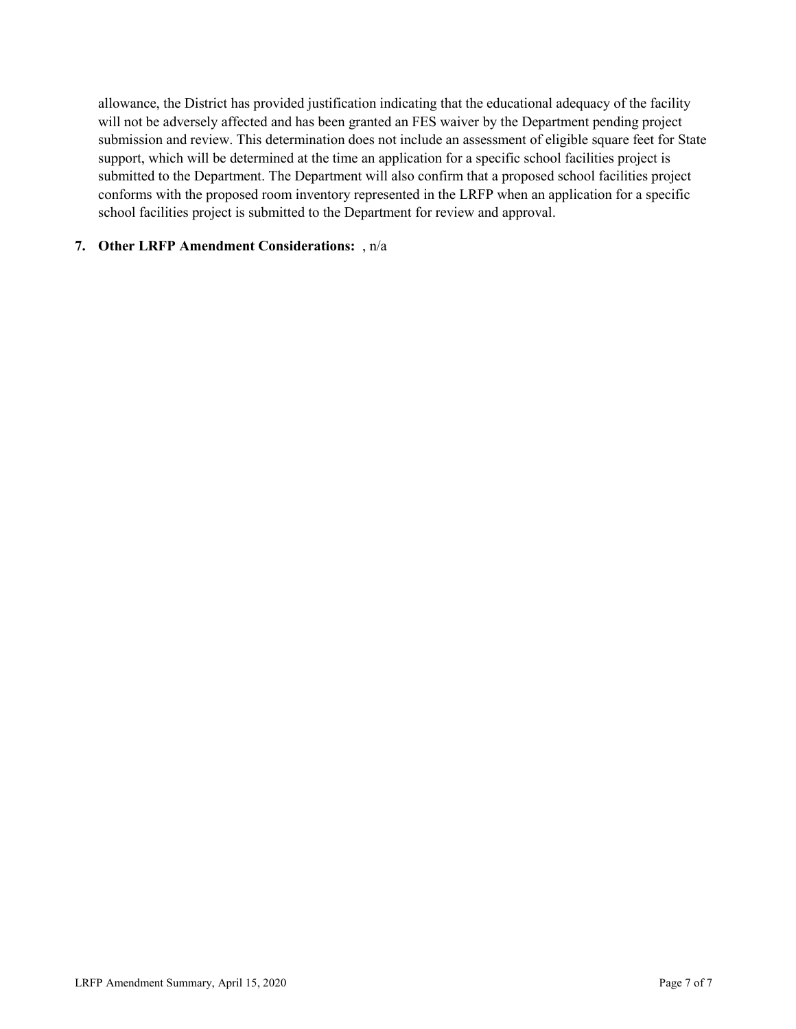allowance, the District has provided justification indicating that the educational adequacy of the facility will not be adversely affected and has been granted an FES waiver by the Department pending project submission and review. This determination does not include an assessment of eligible square feet for State support, which will be determined at the time an application for a specific school facilities project is submitted to the Department. The Department will also confirm that a proposed school facilities project conforms with the proposed room inventory represented in the LRFP when an application for a specific school facilities project is submitted to the Department for review and approval.

**7. Other LRFP Amendment Considerations:** , n/a